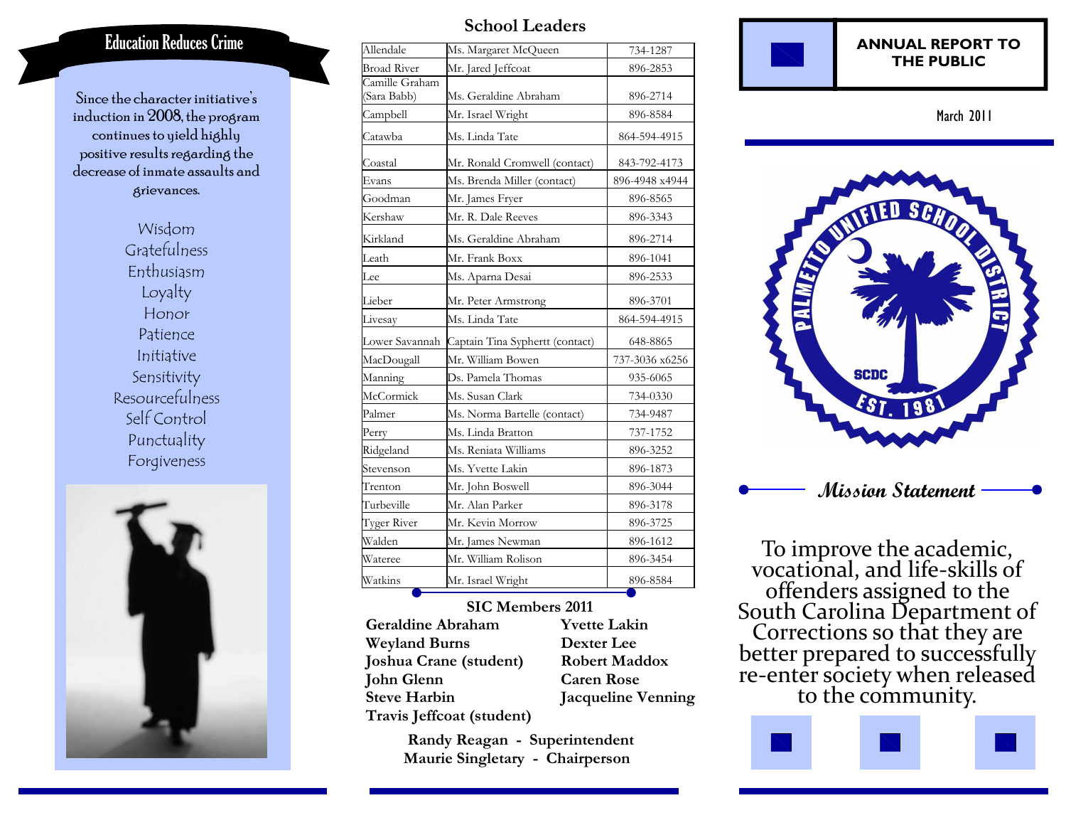## Education Reduces Crime

Since the character initiative's induction in 2008, the program continues to yield highly positive results regarding the decrease of inmate assaults and grievances.

Wisdom
Gratefulness
Enthusiasm
Loyalty
Honor
Patience
Initiative
Sensitivity
Resourcefulness
Self Control
Punctuality
Forgiveness

## School Leaders

| School | Leader | Phone |
|---|---|---|
| Allendale | Ms. Margaret McQueen | 734-1287 |
| Broad River | Mr. Jared Jeffcoat | 896-2853 |
| Camille Graham (Sara Babb) | Ms. Geraldine Abraham | 896-2714 |
| Campbell | Mr. Israel Wright | 896-8584 |
| Catawba | Ms. Linda Tate | 864-594-4915 |
| Coastal | Mr. Ronald Cromwell (contact) | 843-792-4173 |
| Evans | Ms. Brenda Miller (contact) | 896-4948 x4944 |
| Goodman | Mr. James Fryer | 896-8565 |
| Kershaw | Mr. R. Dale Reeves | 896-3343 |
| Kirkland | Ms. Geraldine Abraham | 896-2714 |
| Leath | Mr. Frank Boxx | 896-1041 |
| Lee | Ms. Aparna Desai | 896-2533 |
| Lieber | Mr. Peter Armstrong | 896-3701 |
| Livesay | Ms. Linda Tate | 864-594-4915 |
| Lower Savannah | Captain Tina Syphertt (contact) | 648-8865 |
| MacDougall | Mr. William Bowen | 737-3036 x6256 |
| Manning | Ds. Pamela Thomas | 935-6065 |
| McCormick | Ms. Susan Clark | 734-0330 |
| Palmer | Ms. Norma Bartelle (contact) | 734-9487 |
| Perry | Ms. Linda Bratton | 737-1752 |
| Ridgeland | Ms. Reniata Williams | 896-3252 |
| Stevenson | Ms. Yvette Lakin | 896-1873 |
| Trenton | Mr. John Boswell | 896-3044 |
| Turbeville | Mr. Alan Parker | 896-3178 |
| Tyger River | Mr. Kevin Morrow | 896-3725 |
| Walden | Mr. James Newman | 896-1612 |
| Wateree | Mr. William Rolison | 896-3454 |
| Watkins | Mr. Israel Wright | 896-8584 |

### SIC Members 2011

**Geraldine Abraham**
**Weyland Burns**
**Joshua Crane (student)**
**John Glenn**
**Steve Harbin**
**Travis Jeffcoat (student)**
**Yvette Lakin**
**Dexter Lee**
**Robert Maddox**
**Caren Rose**
**Jacqueline Venning**

**Randy Reagan - Superintendent**
**Maurie Singletary - Chairperson**

# ANNUAL REPORT TO THE PUBLIC

March 2011

PALMETTO UNIFIED SCHOOL DISTRICT
SCDC
EST. 1981

## *Mission Statement*

To improve the academic, vocational, and life-skills of offenders assigned to the South Carolina Department of Corrections so that they are better prepared to successfully re-enter society when released to the community.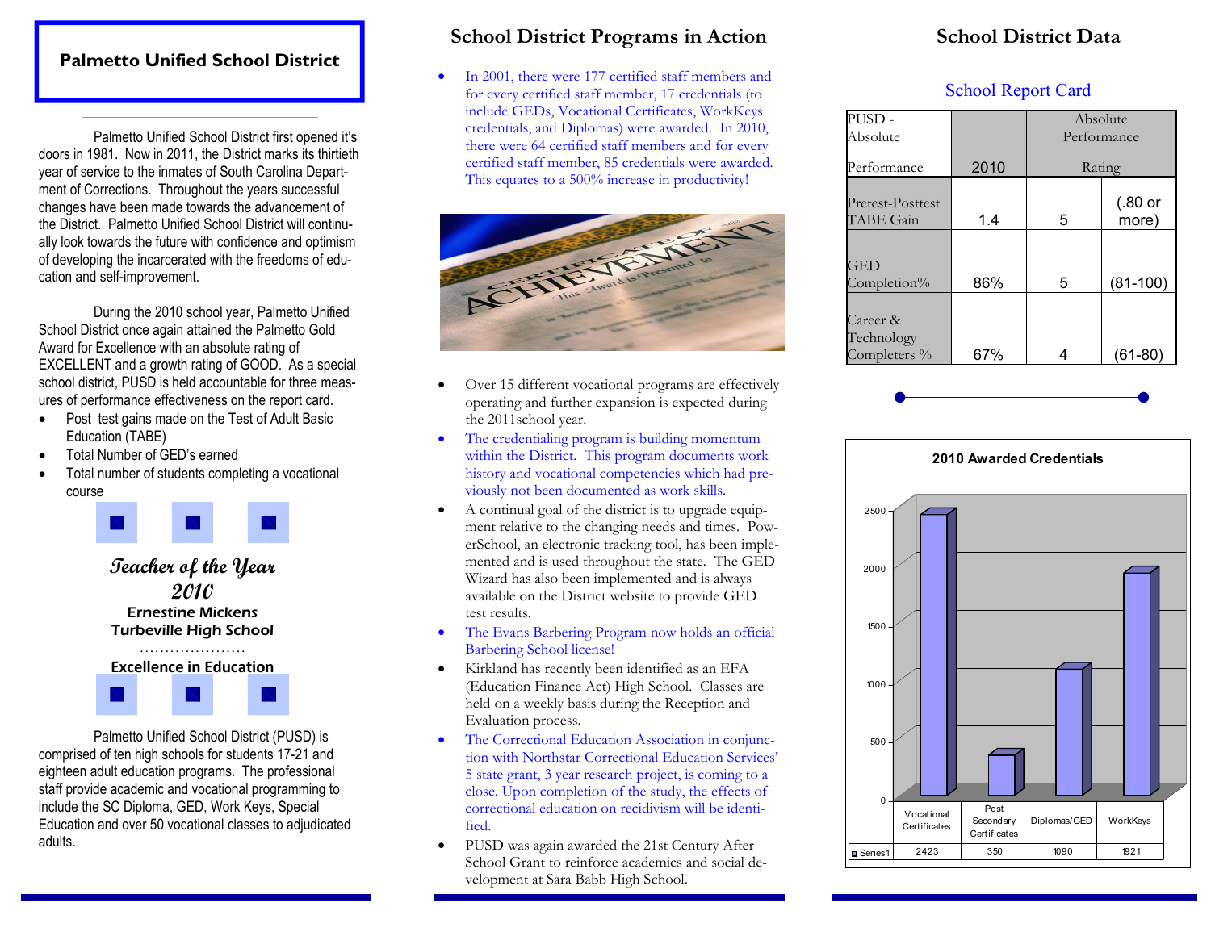# Palmetto Unified School District

Palmetto Unified School District first opened it's doors in 1981. Now in 2011, the District marks its thirtieth year of service to the inmates of South Carolina Department of Corrections. Throughout the years successful changes have been made towards the advancement of the District. Palmetto Unified School District will continually look towards the future with confidence and optimism of developing the incarcerated with the freedoms of education and self-improvement.

During the 2010 school year, Palmetto Unified School District once again attained the Palmetto Gold Award for Excellence with an absolute rating of EXCELLENT and a growth rating of GOOD. As a special school district, PUSD is held accountable for three measures of performance effectiveness on the report card.

- Post test gains made on the Test of Adult Basic Education (TABE)
- Total Number of GED's earned
- Total number of students completing a vocational course

***Teacher of the Year 2010***

**Ernestine Mickens**
**Turbeville High School**

…………………

**Excellence in Education**

Palmetto Unified School District (PUSD) is comprised of ten high schools for students 17-21 and eighteen adult education programs. The professional staff provide academic and vocational programming to include the SC Diploma, GED, Work Keys, Special Education and over 50 vocational classes to adjudicated adults.

## School District Programs in Action

- In 2001, there were 177 certified staff members and for every certified staff member, 17 credentials (to include GEDs, Vocational Certificates, WorkKeys credentials, and Diplomas) were awarded. In 2010, there were 64 certified staff members and for every certified staff member, 85 credentials were awarded. This equates to a 500% increase in productivity!

- Over 15 different vocational programs are effectively operating and further expansion is expected during the 2011school year.
- The credentialing program is building momentum within the District. This program documents work history and vocational competencies which had previously not been documented as work skills.
- A continual goal of the district is to upgrade equipment relative to the changing needs and times. PowerSchool, an electronic tracking tool, has been implemented and is used throughout the state. The GED Wizard has also been implemented and is always available on the District website to provide GED test results.
- The Evans Barbering Program now holds an official Barbering School license!
- Kirkland has recently been identified as an EFA (Education Finance Act) High School. Classes are held on a weekly basis during the Reception and Evaluation process.
- The Correctional Education Association in conjunction with Northstar Correctional Education Services' 5 state grant, 3 year research project, is coming to a close. Upon completion of the study, the effects of correctional education on recidivism will be identified.
- PUSD was again awarded the 21st Century After School Grant to reinforce academics and social development at Sara Babb High School.

## School District Data

### School Report Card

| PUSD - Absolute Performance | 2010 | Absolute Performance Rating | |
|---|---|---|---|
| Pretest-Posttest TABE Gain | 1.4 | 5 | (.80 or more) |
| GED Completion% | 86% | 5 | (81-100) |
| Career & Technology Completers % | 67% | 4 | (61-80) |

2010 Awarded Credentials

2500
2000
1500
1000
500
0

Series1
Vocational Certificates 2423
Post Secondary Certificates 350
Diplomas/GED 1090
WorkKeys 1921